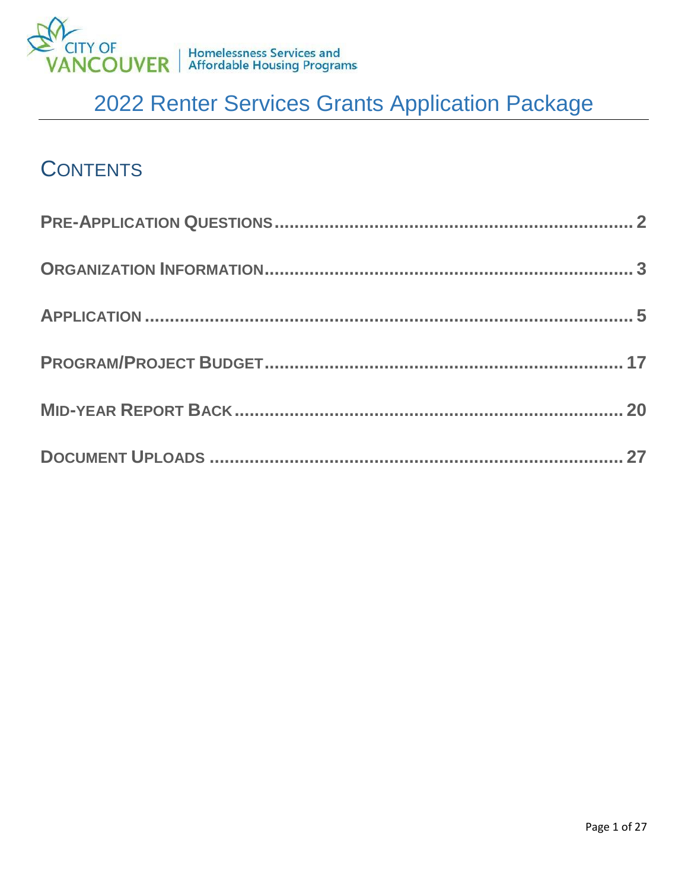CITY OF VANCOUVER | Homelessness Services and Affordable Housing Programs

# 2022 Renter Services Grants Application Package

## Contents

**Pre-Application Questions** ........................................................................ **2**

**Organization Information** ........................................................................ **3**

**Application** ........................................................................ **5**

**Program/Project Budget** ........................................................................ **17**

**Mid-Year Report Back** ........................................................................ **20**

**Document Uploads** ........................................................................ **27**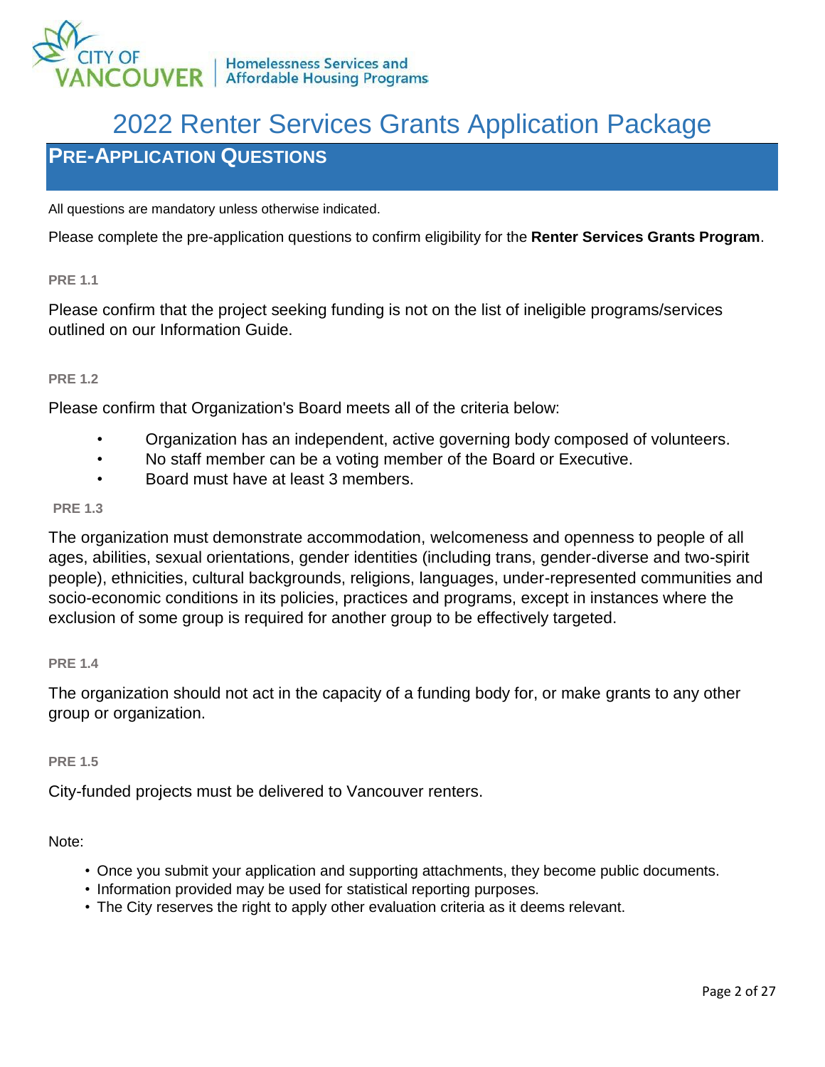# 2022 Renter Services Grants Application Package

## PRE-APPLICATION QUESTIONS

All questions are mandatory unless otherwise indicated.

Please complete the pre-application questions to confirm eligibility for the **Renter Services Grants Program**.

**PRE 1.1**

Please confirm that the project seeking funding is not on the list of ineligible programs/services outlined on our Information Guide.

**PRE 1.2**

Please confirm that Organization's Board meets all of the criteria below:

- Organization has an independent, active governing body composed of volunteers.
- No staff member can be a voting member of the Board or Executive.
- Board must have at least 3 members.

**PRE 1.3**

The organization must demonstrate accommodation, welcomeness and openness to people of all ages, abilities, sexual orientations, gender identities (including trans, gender-diverse and two-spirit people), ethnicities, cultural backgrounds, religions, languages, under-represented communities and socio-economic conditions in its policies, practices and programs, except in instances where the exclusion of some group is required for another group to be effectively targeted.

**PRE 1.4**

The organization should not act in the capacity of a funding body for, or make grants to any other group or organization.

**PRE 1.5**

City-funded projects must be delivered to Vancouver renters.

Note:

- Once you submit your application and supporting attachments, they become public documents.
- Information provided may be used for statistical reporting purposes.
- The City reserves the right to apply other evaluation criteria as it deems relevant.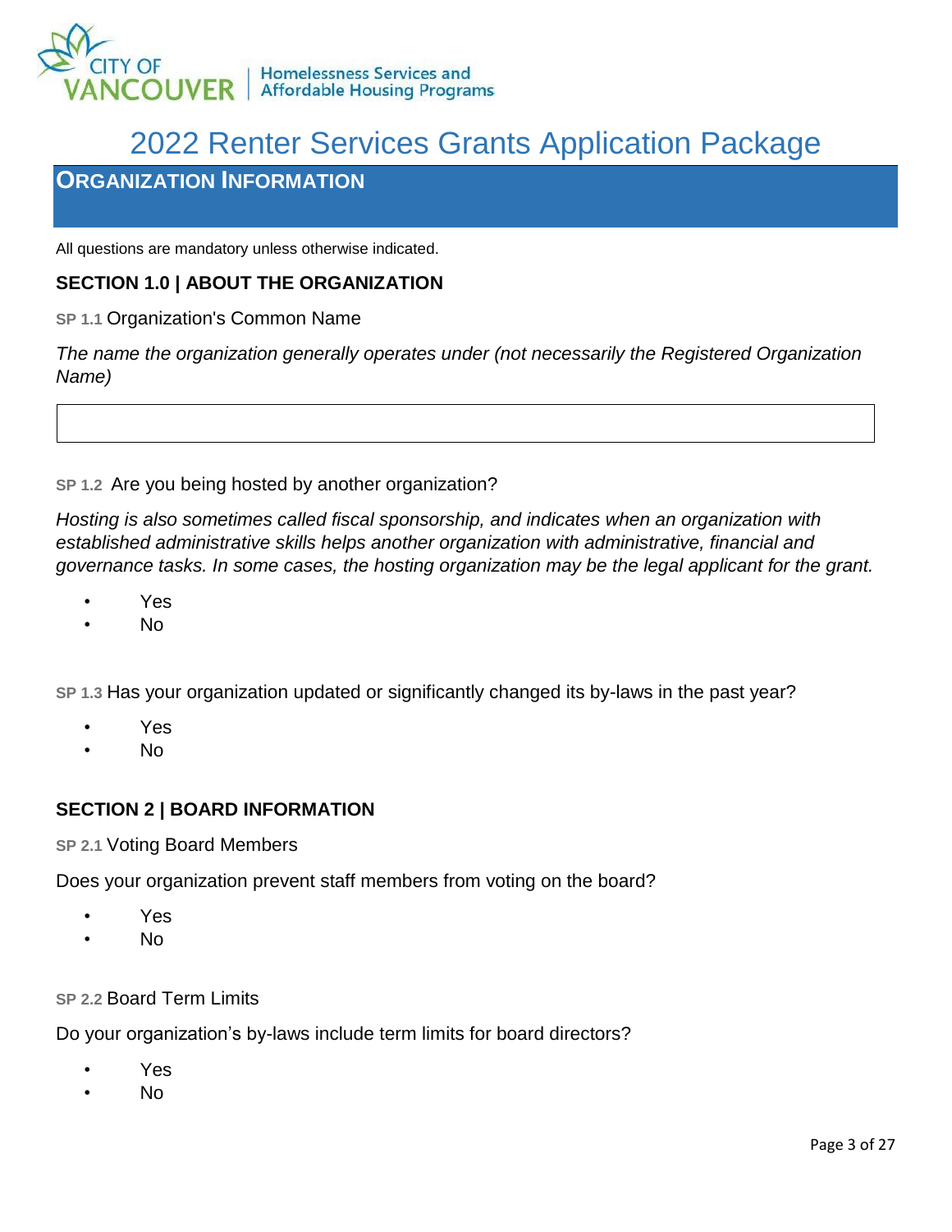# 2022 Renter Services Grants Application Package

## ORGANIZATION INFORMATION

All questions are mandatory unless otherwise indicated.

### SECTION 1.0 | ABOUT THE ORGANIZATION

**SP 1.1** Organization's Common Name

*The name the organization generally operates under (not necessarily the Registered Organization Name)*

**SP 1.2** Are you being hosted by another organization?

*Hosting is also sometimes called fiscal sponsorship, and indicates when an organization with established administrative skills helps another organization with administrative, financial and governance tasks. In some cases, the hosting organization may be the legal applicant for the grant.*

- Yes
- No

**SP 1.3** Has your organization updated or significantly changed its by-laws in the past year?

- Yes
- No

### SECTION 2 | BOARD INFORMATION

**SP 2.1** Voting Board Members

Does your organization prevent staff members from voting on the board?

- Yes
- No

**SP 2.2** Board Term Limits

Do your organization's by-laws include term limits for board directors?

- Yes
- No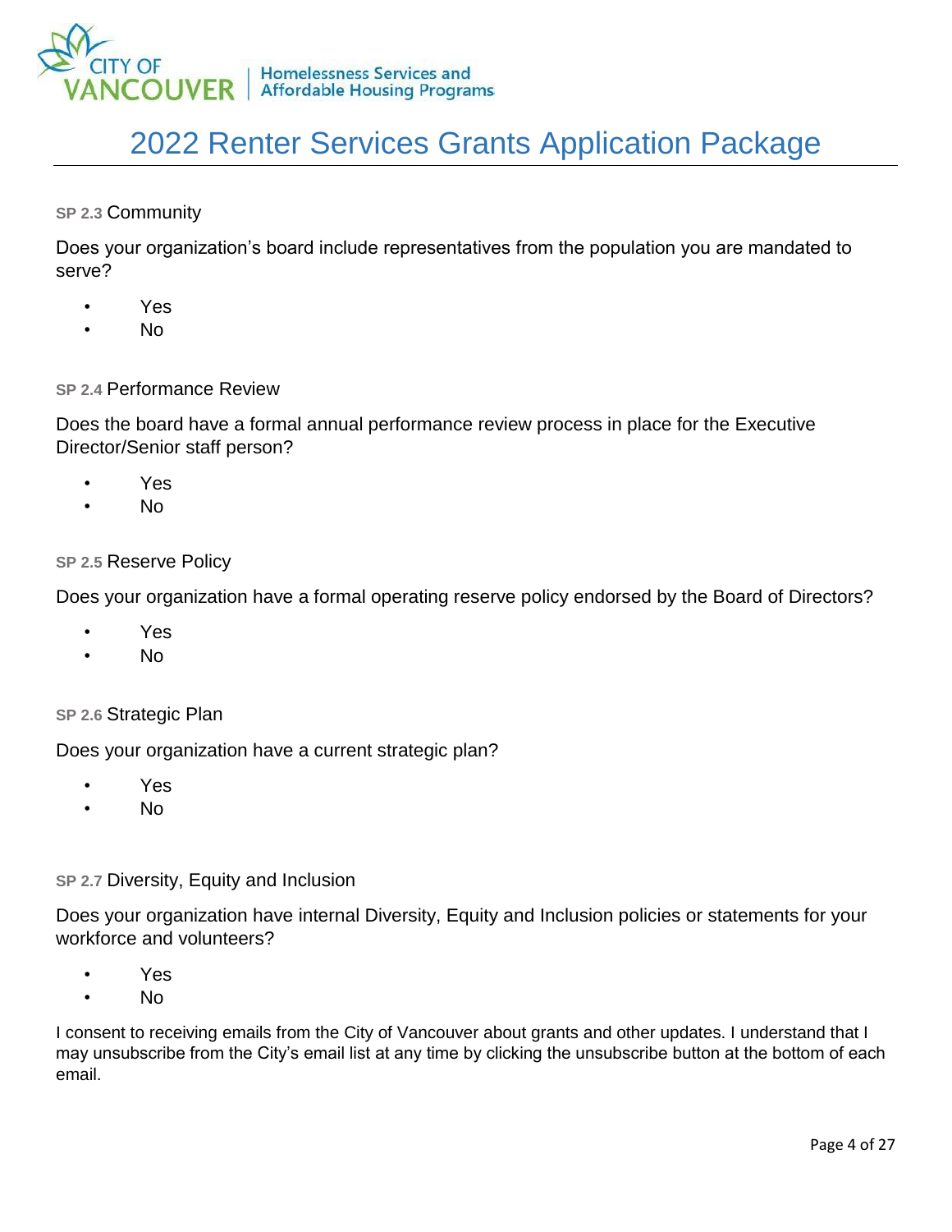**SP 2.3** Community

Does your organization's board include representatives from the population you are mandated to serve?

- Yes
- No

**SP 2.4** Performance Review

Does the board have a formal annual performance review process in place for the Executive Director/Senior staff person?

- Yes
- No

**SP 2.5** Reserve Policy

Does your organization have a formal operating reserve policy endorsed by the Board of Directors?

- Yes
- No

**SP 2.6** Strategic Plan

Does your organization have a current strategic plan?

- Yes
- No

**SP 2.7** Diversity, Equity and Inclusion

Does your organization have internal Diversity, Equity and Inclusion policies or statements for your workforce and volunteers?

- Yes
- No

I consent to receiving emails from the City of Vancouver about grants and other updates. I understand that I may unsubscribe from the City's email list at any time by clicking the unsubscribe button at the bottom of each email.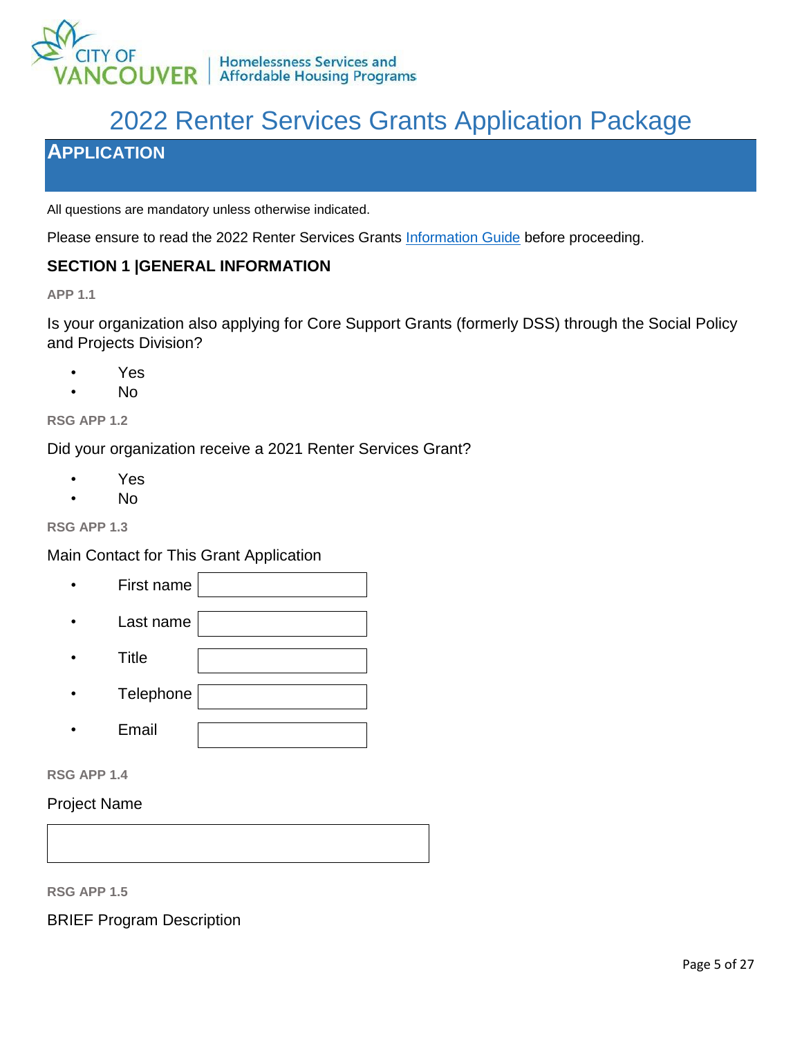# 2022 Renter Services Grants Application Package

## APPLICATION

All questions are mandatory unless otherwise indicated.

Please ensure to read the 2022 Renter Services Grants [Information Guide] before proceeding.

### SECTION 1 |GENERAL INFORMATION

**APP 1.1**

Is your organization also applying for Core Support Grants (formerly DSS) through the Social Policy and Projects Division?

- Yes
- No

**RSG APP 1.2**

Did your organization receive a 2021 Renter Services Grant?

- Yes
- No

**RSG APP 1.3**

Main Contact for This Grant Application

- First name
- Last name
- Title
- Telephone
- Email

**RSG APP 1.4**

Project Name

**RSG APP 1.5**

BRIEF Program Description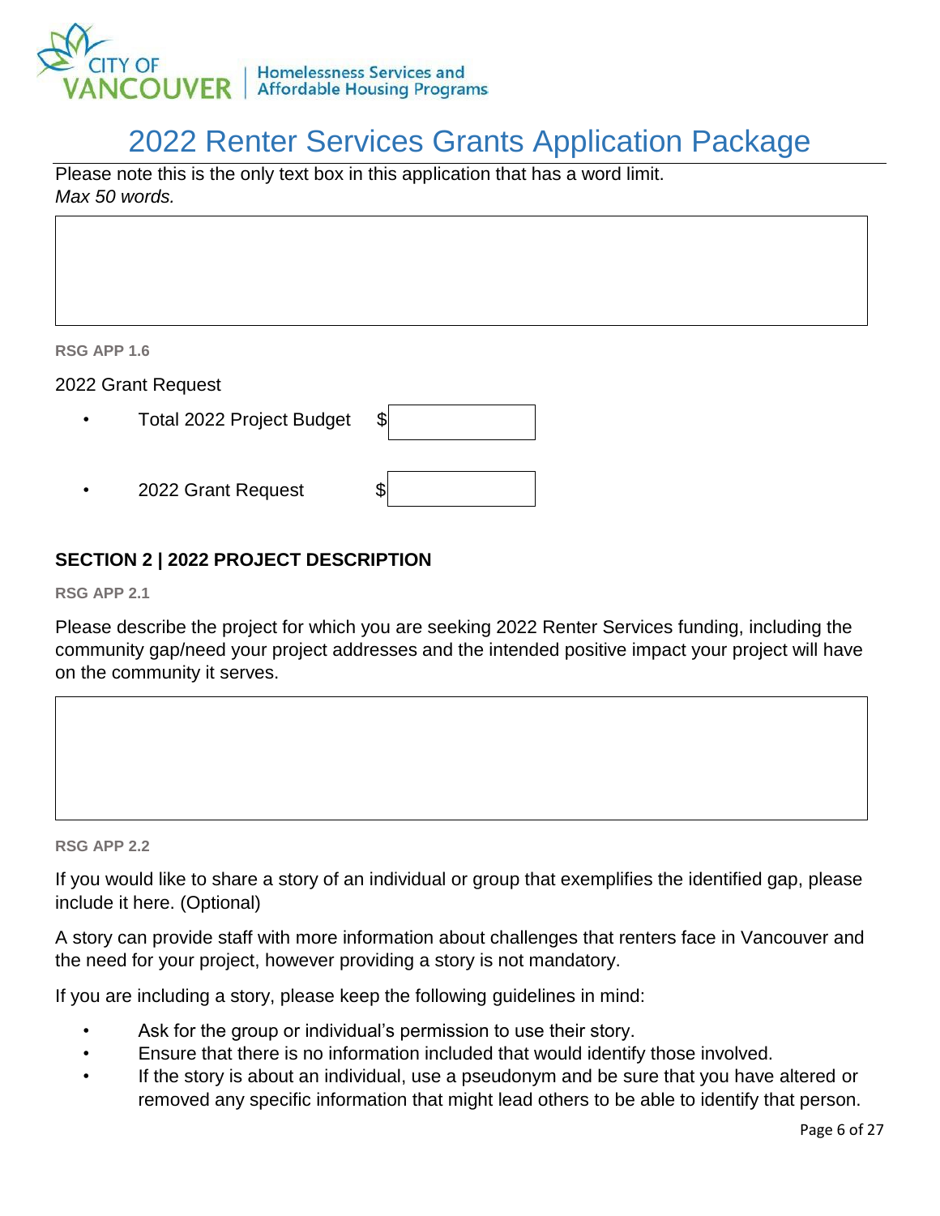Please note this is the only text box in this application that has a word limit.
*Max 50 words.*

**RSG APP 1.6**

2022 Grant Request

- Total 2022 Project Budget $
- 2022 Grant Request $

## SECTION 2 | 2022 PROJECT DESCRIPTION

**RSG APP 2.1**

Please describe the project for which you are seeking 2022 Renter Services funding, including the community gap/need your project addresses and the intended positive impact your project will have on the community it serves.

**RSG APP 2.2**

If you would like to share a story of an individual or group that exemplifies the identified gap, please include it here. (Optional)

A story can provide staff with more information about challenges that renters face in Vancouver and the need for your project, however providing a story is not mandatory.

If you are including a story, please keep the following guidelines in mind:

- Ask for the group or individual's permission to use their story.
- Ensure that there is no information included that would identify those involved.
- If the story is about an individual, use a pseudonym and be sure that you have altered or removed any specific information that might lead others to be able to identify that person.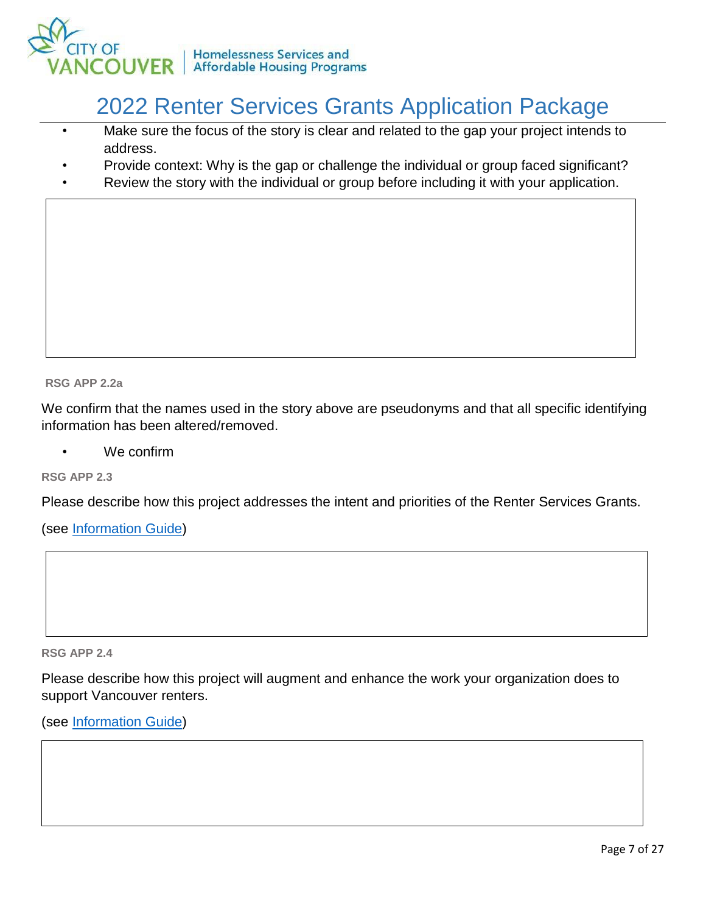- Make sure the focus of the story is clear and related to the gap your project intends to address.
- Provide context: Why is the gap or challenge the individual or group faced significant?
- Review the story with the individual or group before including it with your application.

**RSG APP 2.2a**

We confirm that the names used in the story above are pseudonyms and that all specific identifying information has been altered/removed.

- We confirm

**RSG APP 2.3**

Please describe how this project addresses the intent and priorities of the Renter Services Grants.

(see Information Guide)

**RSG APP 2.4**

Please describe how this project will augment and enhance the work your organization does to support Vancouver renters.

(see Information Guide)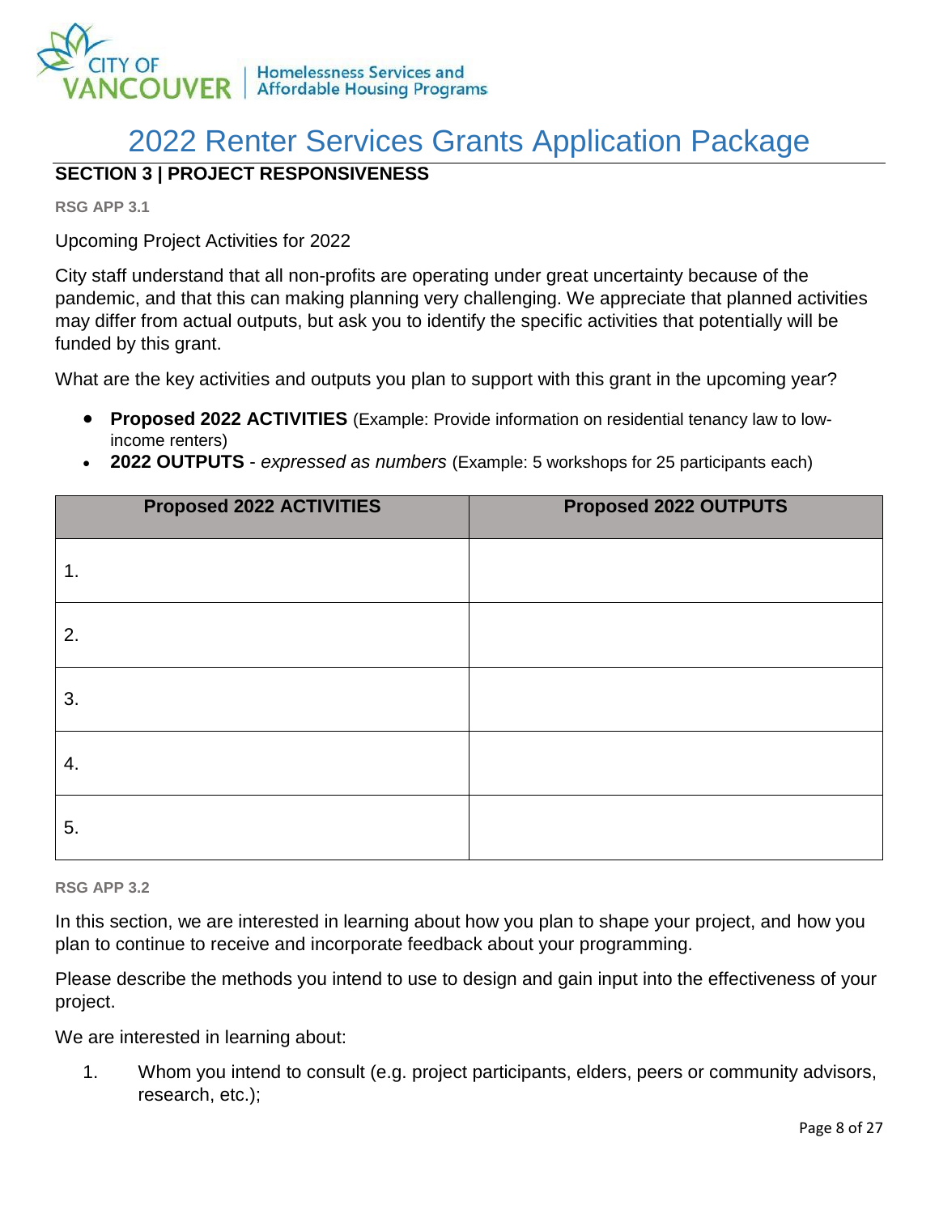# 2022 Renter Services Grants Application Package

## SECTION 3 | PROJECT RESPONSIVENESS

**RSG APP 3.1**

Upcoming Project Activities for 2022

City staff understand that all non-profits are operating under great uncertainty because of the pandemic, and that this can making planning very challenging. We appreciate that planned activities may differ from actual outputs, but ask you to identify the specific activities that potentially will be funded by this grant.

What are the key activities and outputs you plan to support with this grant in the upcoming year?

- **Proposed 2022 ACTIVITIES** (Example: Provide information on residential tenancy law to low-income renters)
- **2022 OUTPUTS** - *expressed as numbers* (Example: 5 workshops for 25 participants each)

| Proposed 2022 ACTIVITIES | Proposed 2022 OUTPUTS |
|---|---|
| 1. | |
| 2. | |
| 3. | |
| 4. | |
| 5. | |

**RSG APP 3.2**

In this section, we are interested in learning about how you plan to shape your project, and how you plan to continue to receive and incorporate feedback about your programming.

Please describe the methods you intend to use to design and gain input into the effectiveness of your project.

We are interested in learning about:

1. Whom you intend to consult (e.g. project participants, elders, peers or community advisors, research, etc.);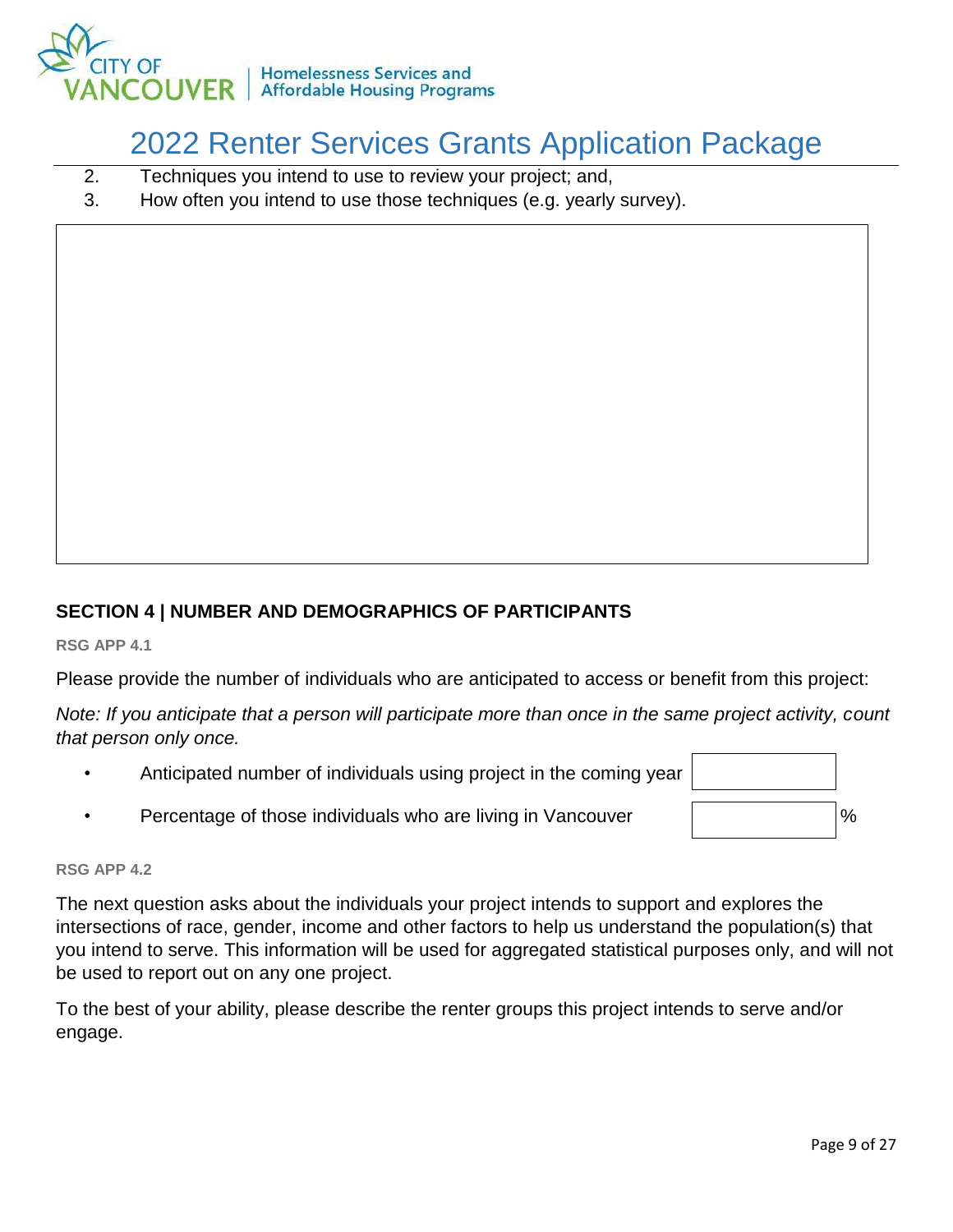2. Techniques you intend to use to review your project; and,
3. How often you intend to use those techniques (e.g. yearly survey).

## SECTION 4 | NUMBER AND DEMOGRAPHICS OF PARTICIPANTS

**RSG APP 4.1**

Please provide the number of individuals who are anticipated to access or benefit from this project:

*Note: If you anticipate that a person will participate more than once in the same project activity, count that person only once.*

- Anticipated number of individuals using project in the coming year
- Percentage of those individuals who are living in Vancouver %

**RSG APP 4.2**

The next question asks about the individuals your project intends to support and explores the intersections of race, gender, income and other factors to help us understand the population(s) that you intend to serve. This information will be used for aggregated statistical purposes only, and will not be used to report out on any one project.

To the best of your ability, please describe the renter groups this project intends to serve and/or engage.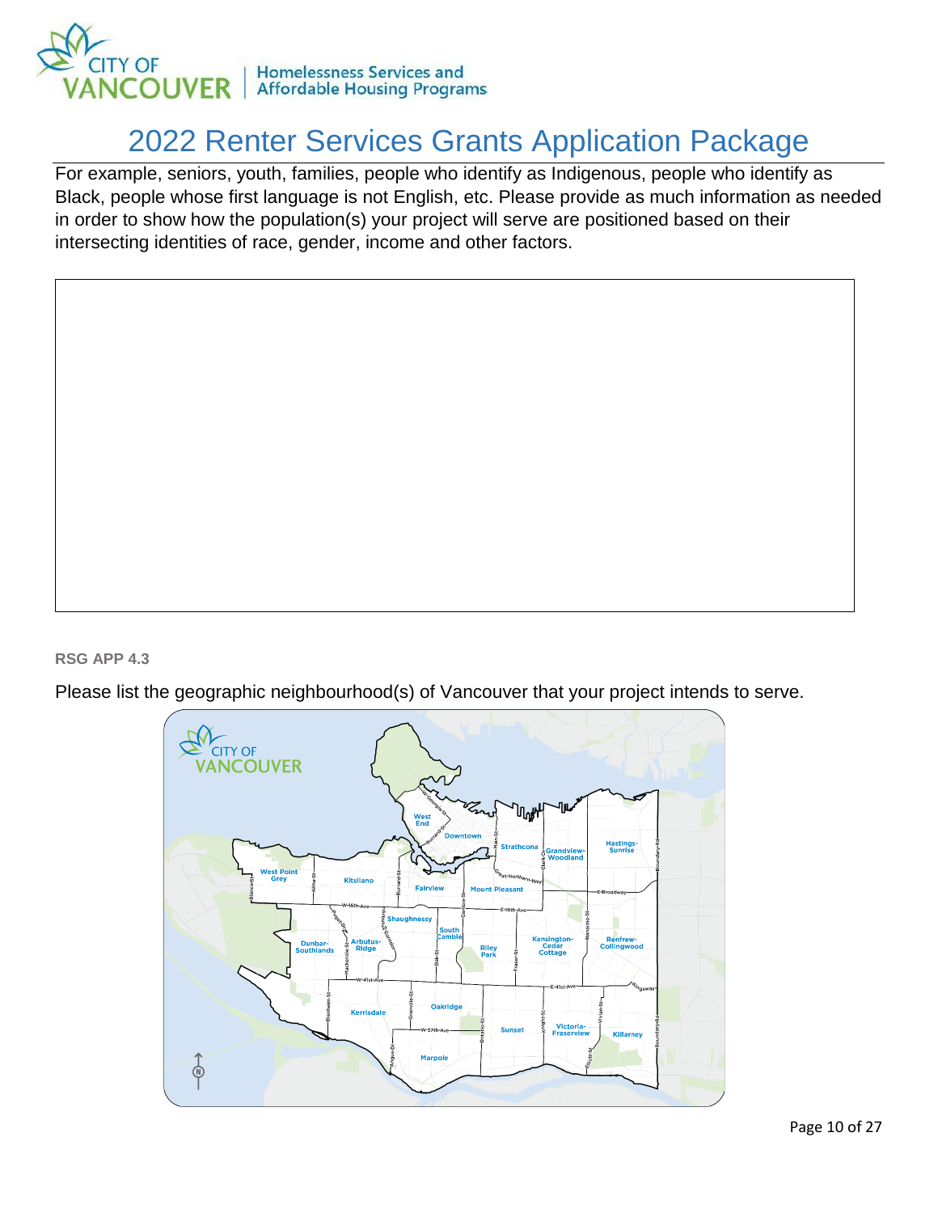For example, seniors, youth, families, people who identify as Indigenous, people who identify as Black, people whose first language is not English, etc. Please provide as much information as needed in order to show how the population(s) your project will serve are positioned based on their intersecting identities of race, gender, income and other factors.

**RSG APP 4.3**

Please list the geographic neighbourhood(s) of Vancouver that your project intends to serve.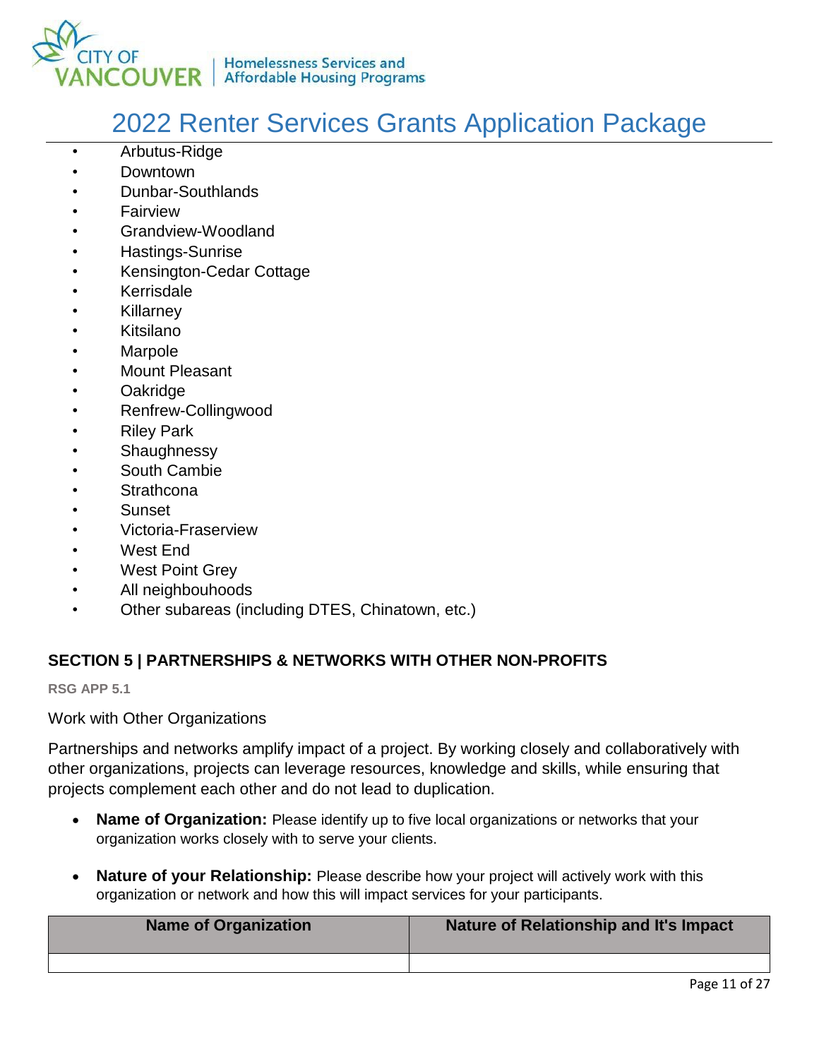- Arbutus-Ridge
- Downtown
- Dunbar-Southlands
- Fairview
- Grandview-Woodland
- Hastings-Sunrise
- Kensington-Cedar Cottage
- Kerrisdale
- Killarney
- Kitsilano
- Marpole
- Mount Pleasant
- Oakridge
- Renfrew-Collingwood
- Riley Park
- Shaughnessy
- South Cambie
- Strathcona
- Sunset
- Victoria-Fraserview
- West End
- West Point Grey
- All neighbouhoods
- Other subareas (including DTES, Chinatown, etc.)

## SECTION 5 | PARTNERSHIPS & NETWORKS WITH OTHER NON-PROFITS

**RSG APP 5.1**

Work with Other Organizations

Partnerships and networks amplify impact of a project. By working closely and collaboratively with other organizations, projects can leverage resources, knowledge and skills, while ensuring that projects complement each other and do not lead to duplication.

- **Name of Organization:** Please identify up to five local organizations or networks that your organization works closely with to serve your clients.
- **Nature of your Relationship:** Please describe how your project will actively work with this organization or network and how this will impact services for your participants.

| Name of Organization | Nature of Relationship and It's Impact |
|---|---|
| | |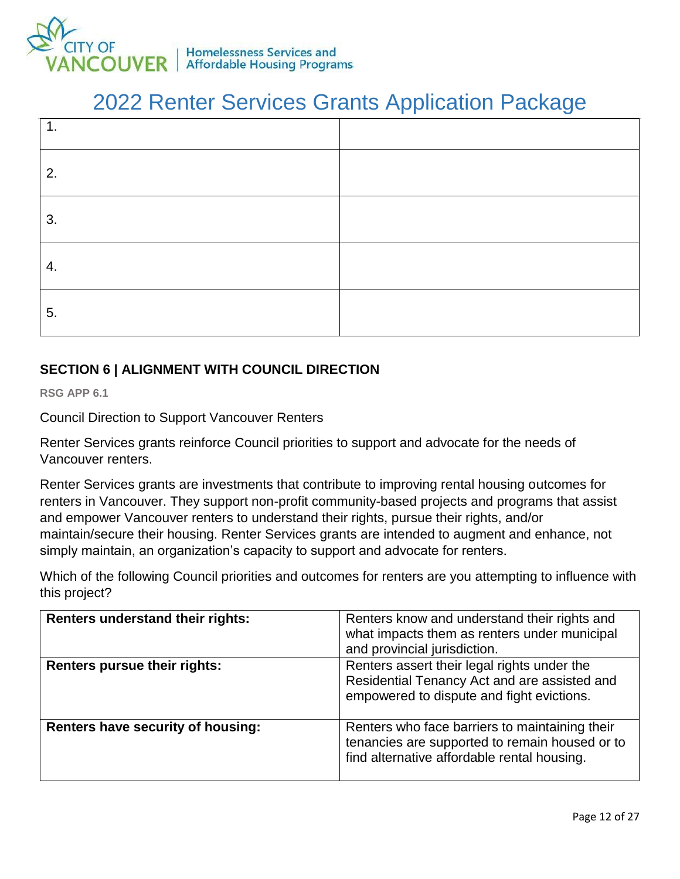# 2022 Renter Services Grants Application Package

| | |
|---|---|
| 1. | |
| 2. | |
| 3. | |
| 4. | |
| 5. | |

**SECTION 6 | ALIGNMENT WITH COUNCIL DIRECTION**

**RSG APP 6.1**

Council Direction to Support Vancouver Renters

Renter Services grants reinforce Council priorities to support and advocate for the needs of Vancouver renters.

Renter Services grants are investments that contribute to improving rental housing outcomes for renters in Vancouver. They support non-profit community-based projects and programs that assist and empower Vancouver renters to understand their rights, pursue their rights, and/or maintain/secure their housing. Renter Services grants are intended to augment and enhance, not simply maintain, an organization's capacity to support and advocate for renters.

Which of the following Council priorities and outcomes for renters are you attempting to influence with this project?

| | |
|---|---|
| **Renters understand their rights:** | Renters know and understand their rights and what impacts them as renters under municipal and provincial jurisdiction. |
| **Renters pursue their rights:** | Renters assert their legal rights under the Residential Tenancy Act and are assisted and empowered to dispute and fight evictions. |
| **Renters have security of housing:** | Renters who face barriers to maintaining their tenancies are supported to remain housed or to find alternative affordable rental housing. |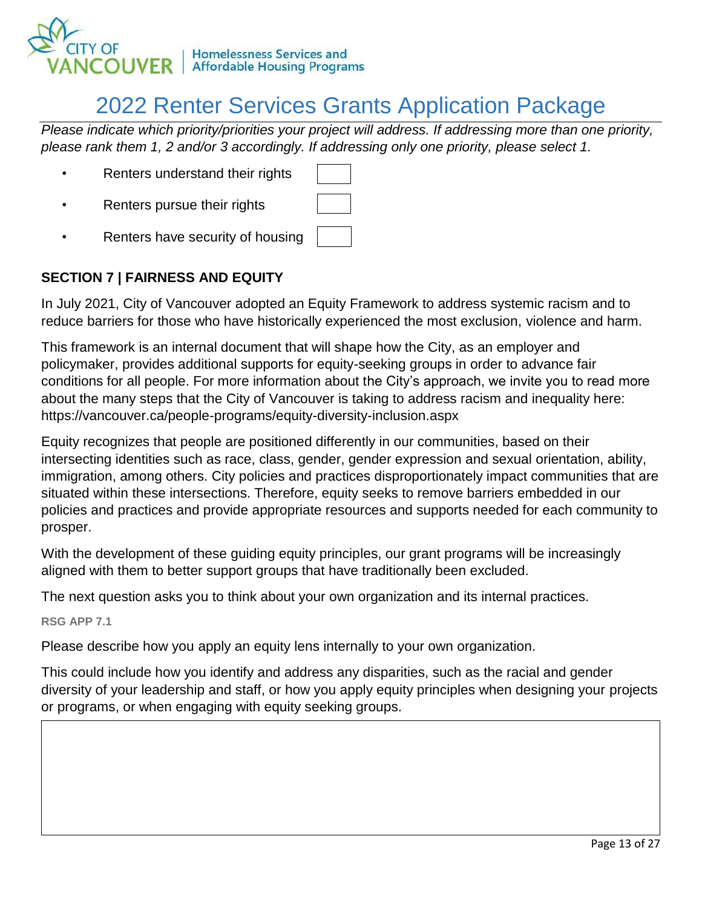# 2022 Renter Services Grants Application Package

*Please indicate which priority/priorities your project will address. If addressing more than one priority, please rank them 1, 2 and/or 3 accordingly. If addressing only one priority, please select 1.*

- Renters understand their rights [ ]
- Renters pursue their rights [ ]
- Renters have security of housing [ ]

## SECTION 7 | FAIRNESS AND EQUITY

In July 2021, City of Vancouver adopted an Equity Framework to address systemic racism and to reduce barriers for those who have historically experienced the most exclusion, violence and harm.

This framework is an internal document that will shape how the City, as an employer and policymaker, provides additional supports for equity-seeking groups in order to advance fair conditions for all people. For more information about the City's approach, we invite you to read more about the many steps that the City of Vancouver is taking to address racism and inequality here: https://vancouver.ca/people-programs/equity-diversity-inclusion.aspx

Equity recognizes that people are positioned differently in our communities, based on their intersecting identities such as race, class, gender, gender expression and sexual orientation, ability, immigration, among others. City policies and practices disproportionately impact communities that are situated within these intersections. Therefore, equity seeks to remove barriers embedded in our policies and practices and provide appropriate resources and supports needed for each community to prosper.

With the development of these guiding equity principles, our grant programs will be increasingly aligned with them to better support groups that have traditionally been excluded.

The next question asks you to think about your own organization and its internal practices.

**RSG APP 7.1**

Please describe how you apply an equity lens internally to your own organization.

This could include how you identify and address any disparities, such as the racial and gender diversity of your leadership and staff, or how you apply equity principles when designing your projects or programs, or when engaging with equity seeking groups.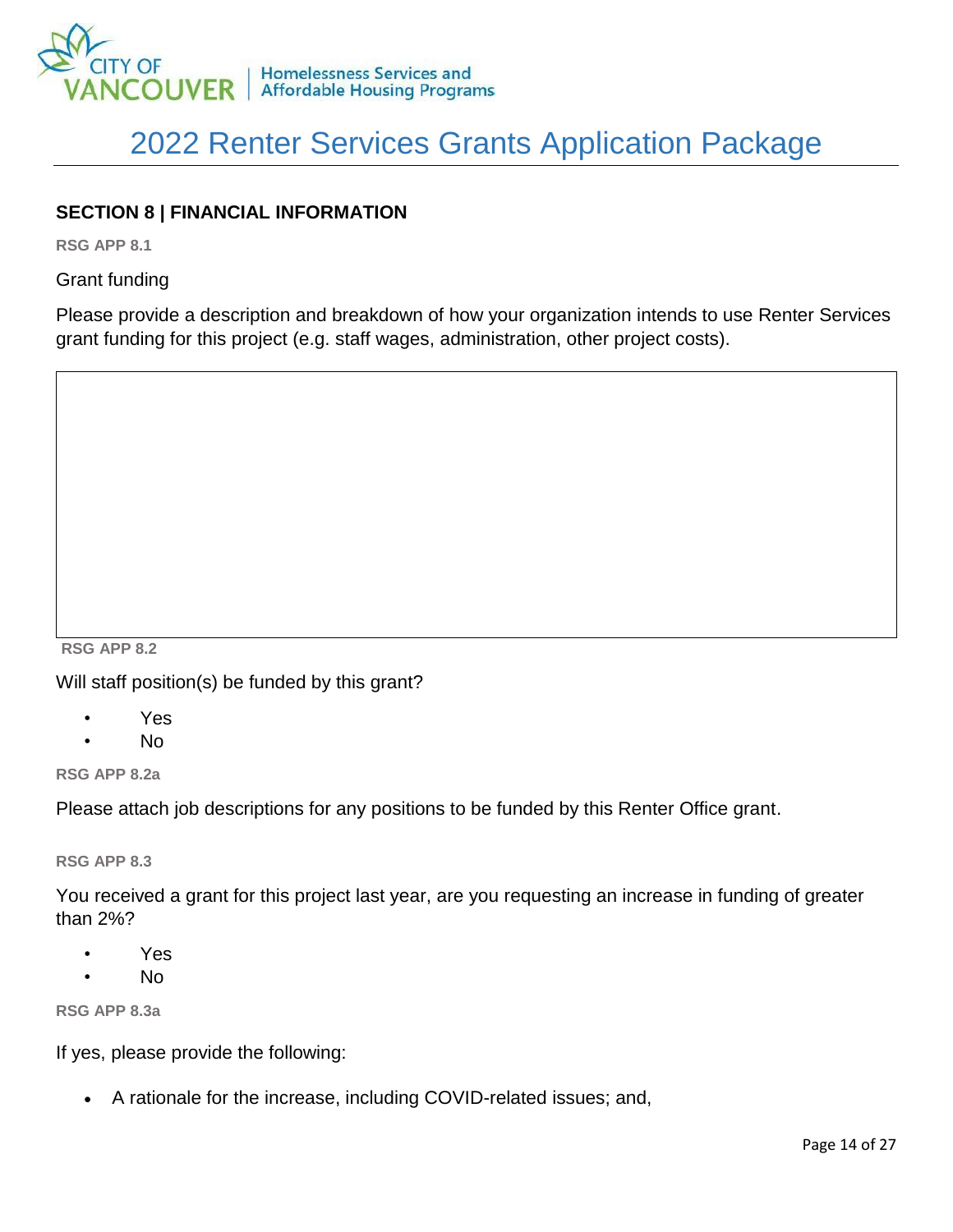## SECTION 8 | FINANCIAL INFORMATION

**RSG APP 8.1**

Grant funding

Please provide a description and breakdown of how your organization intends to use Renter Services grant funding for this project (e.g. staff wages, administration, other project costs).

**RSG APP 8.2**

Will staff position(s) be funded by this grant?

- Yes
- No

**RSG APP 8.2a**

Please attach job descriptions for any positions to be funded by this Renter Office grant.

**RSG APP 8.3**

You received a grant for this project last year, are you requesting an increase in funding of greater than 2%?

- Yes
- No

**RSG APP 8.3a**

If yes, please provide the following:

- A rationale for the increase, including COVID-related issues; and,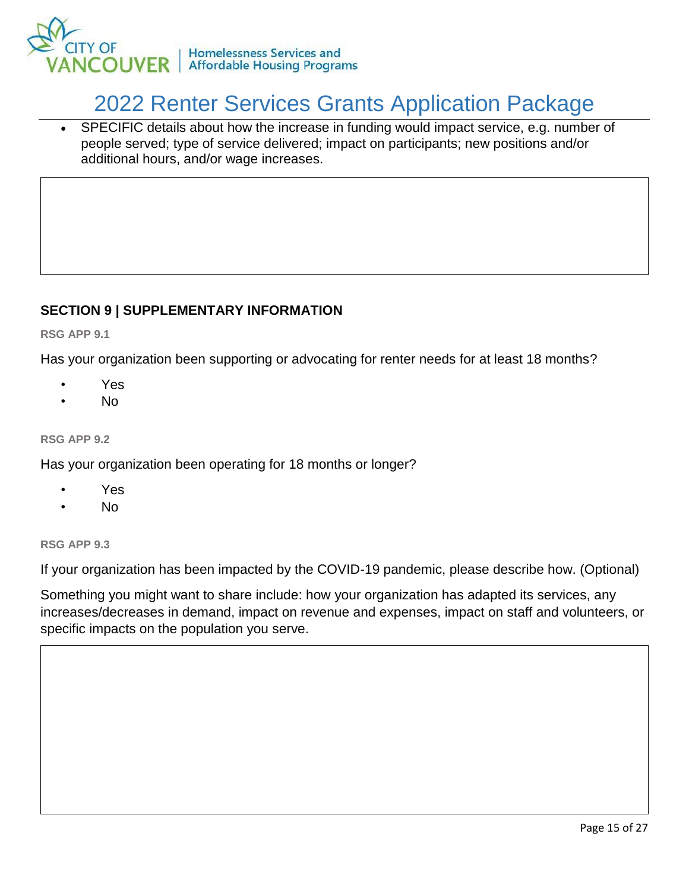- SPECIFIC details about how the increase in funding would impact service, e.g. number of people served; type of service delivered; impact on participants; new positions and/or additional hours, and/or wage increases.

## SECTION 9 | SUPPLEMENTARY INFORMATION

**RSG APP 9.1**

Has your organization been supporting or advocating for renter needs for at least 18 months?

- Yes
- No

**RSG APP 9.2**

Has your organization been operating for 18 months or longer?

- Yes
- No

**RSG APP 9.3**

If your organization has been impacted by the COVID-19 pandemic, please describe how. (Optional)

Something you might want to share include: how your organization has adapted its services, any increases/decreases in demand, impact on revenue and expenses, impact on staff and volunteers, or specific impacts on the population you serve.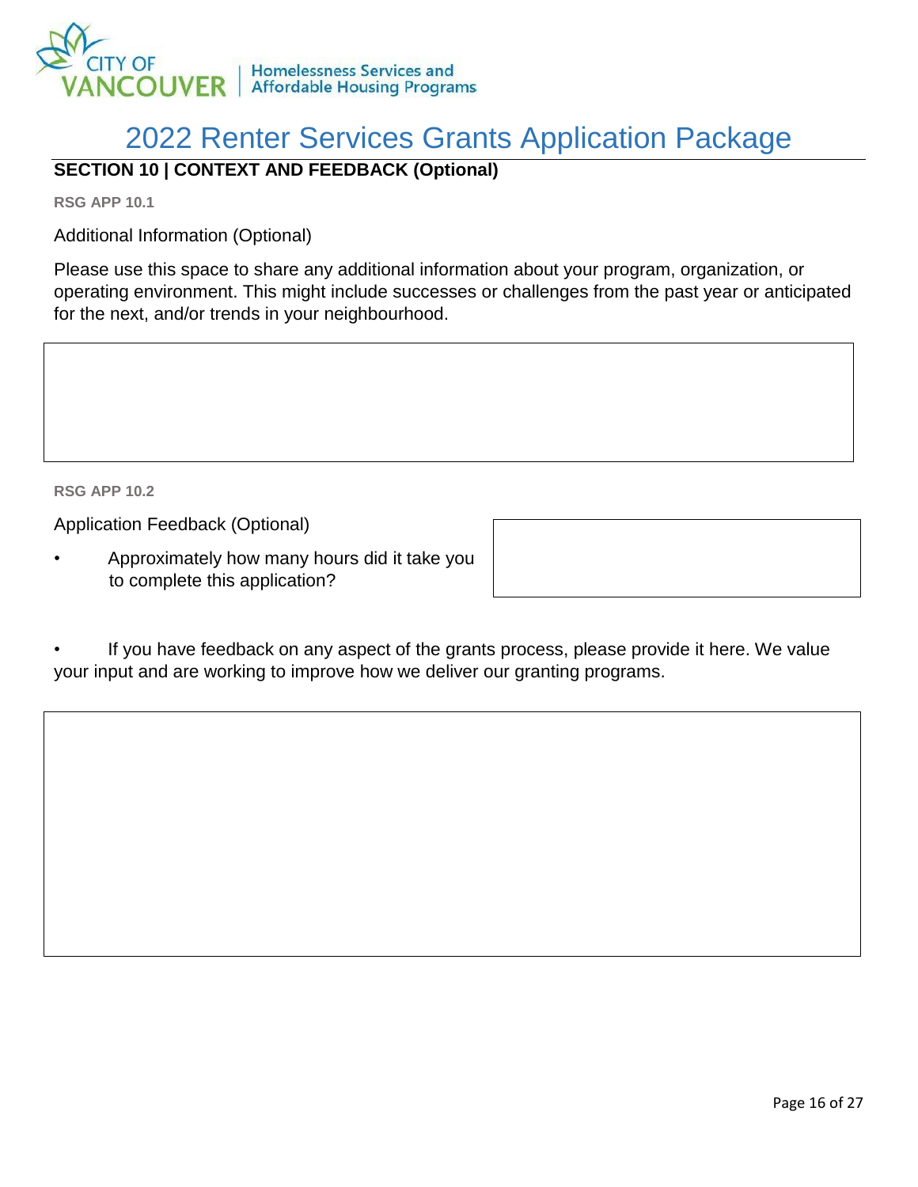# 2022 Renter Services Grants Application Package

## SECTION 10 | CONTEXT AND FEEDBACK (Optional)

**RSG APP 10.1**

Additional Information (Optional)

Please use this space to share any additional information about your program, organization, or operating environment. This might include successes or challenges from the past year or anticipated for the next, and/or trends in your neighbourhood.

**RSG APP 10.2**

Application Feedback (Optional)

- Approximately how many hours did it take you to complete this application?

- If you have feedback on any aspect of the grants process, please provide it here. We value your input and are working to improve how we deliver our granting programs.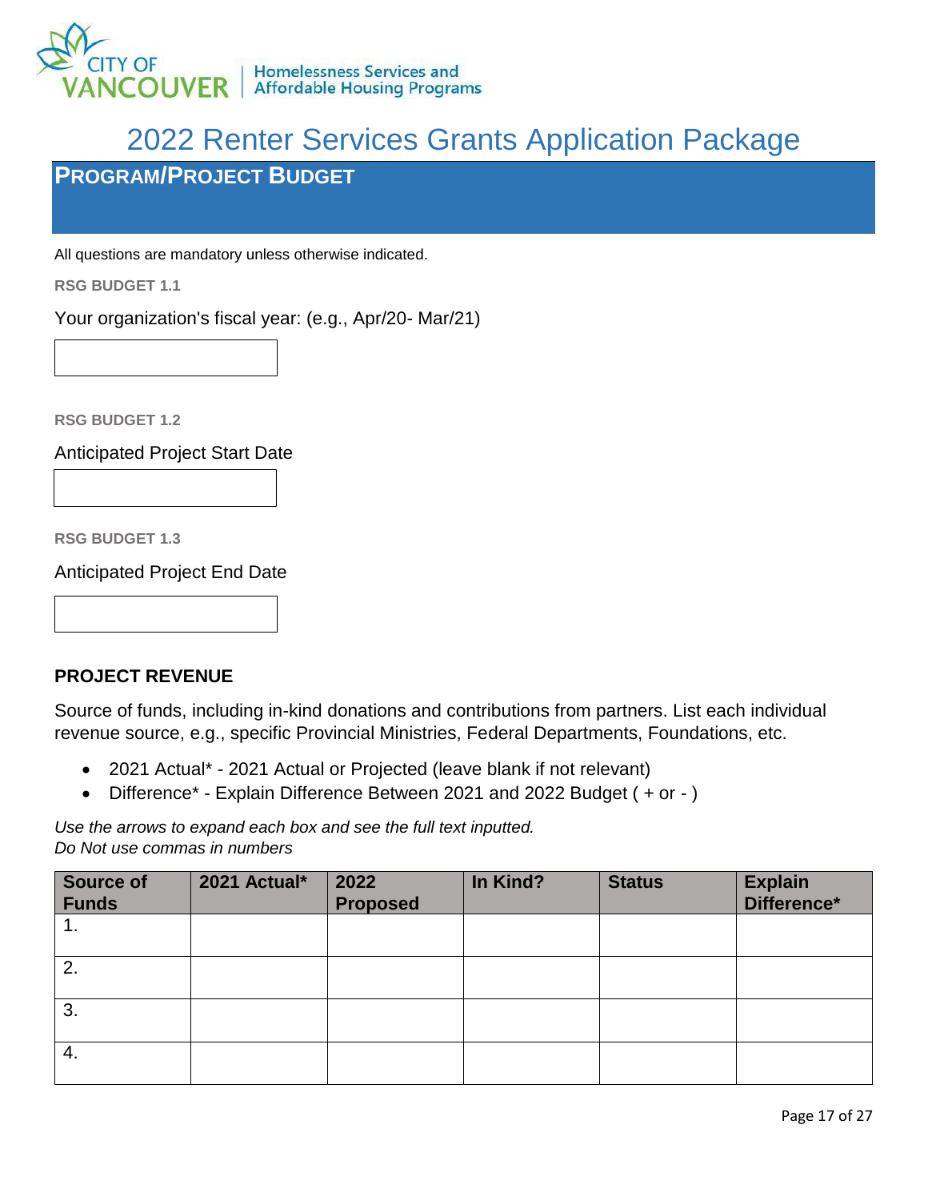# 2022 Renter Services Grants Application Package

## PROGRAM/PROJECT BUDGET

All questions are mandatory unless otherwise indicated.

**RSG BUDGET 1.1**

Your organization's fiscal year: (e.g., Apr/20- Mar/21)

**RSG BUDGET 1.2**

Anticipated Project Start Date

**RSG BUDGET 1.3**

Anticipated Project End Date

### PROJECT REVENUE

Source of funds, including in-kind donations and contributions from partners. List each individual revenue source, e.g., specific Provincial Ministries, Federal Departments, Foundations, etc.

- 2021 Actual* - 2021 Actual or Projected (leave blank if not relevant)
- Difference* - Explain Difference Between 2021 and 2022 Budget ( + or - )

*Use the arrows to expand each box and see the full text inputted.*
*Do Not use commas in numbers*

| Source of Funds | 2021 Actual* | 2022 Proposed | In Kind? | Status | Explain Difference* |
|---|---|---|---|---|---|
| 1. | | | | | |
| 2. | | | | | |
| 3. | | | | | |
| 4. | | | | | |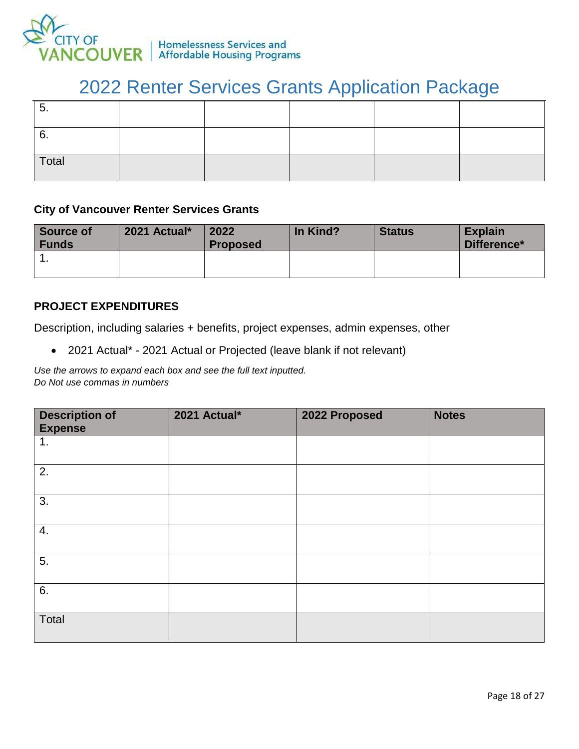| | | | | | |
|---|---|---|---|---|---|
| 5. | | | | | |
| 6. | | | | | |
| Total | | | | | |

**City of Vancouver Renter Services Grants**

| Source of Funds | 2021 Actual* | 2022 Proposed | In Kind? | Status | Explain Difference* |
|---|---|---|---|---|---|
| 1. | | | | | |

**PROJECT EXPENDITURES**

Description, including salaries + benefits, project expenses, admin expenses, other

- 2021 Actual* - 2021 Actual or Projected (leave blank if not relevant)

*Use the arrows to expand each box and see the full text inputted.*
*Do Not use commas in numbers*

| Description of Expense | 2021 Actual* | 2022 Proposed | Notes |
|---|---|---|---|
| 1. | | | |
| 2. | | | |
| 3. | | | |
| 4. | | | |
| 5. | | | |
| 6. | | | |
| Total | | | |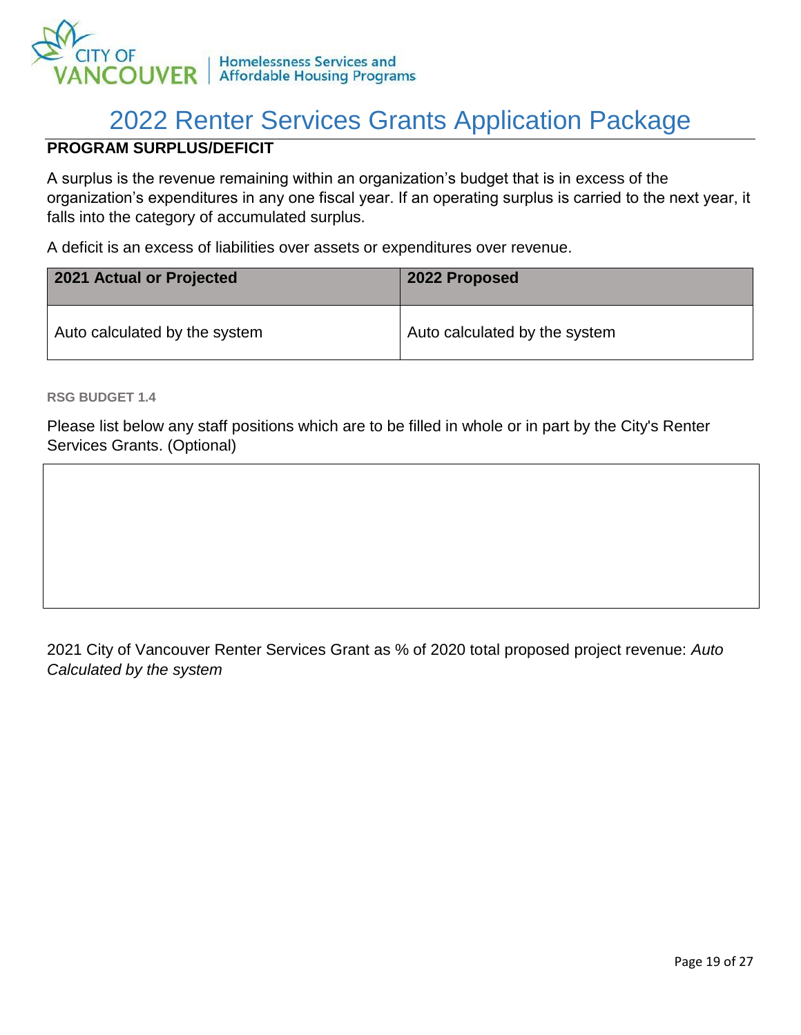# 2022 Renter Services Grants Application Package

**PROGRAM SURPLUS/DEFICIT**

A surplus is the revenue remaining within an organization's budget that is in excess of the organization's expenditures in any one fiscal year. If an operating surplus is carried to the next year, it falls into the category of accumulated surplus.

A deficit is an excess of liabilities over assets or expenditures over revenue.

| 2021 Actual or Projected | 2022 Proposed |
|---|---|
| Auto calculated by the system | Auto calculated by the system |

**RSG BUDGET 1.4**

Please list below any staff positions which are to be filled in whole or in part by the City's Renter Services Grants. (Optional)

| |
|---|
| |

2021 City of Vancouver Renter Services Grant as % of 2020 total proposed project revenue: *Auto Calculated by the system*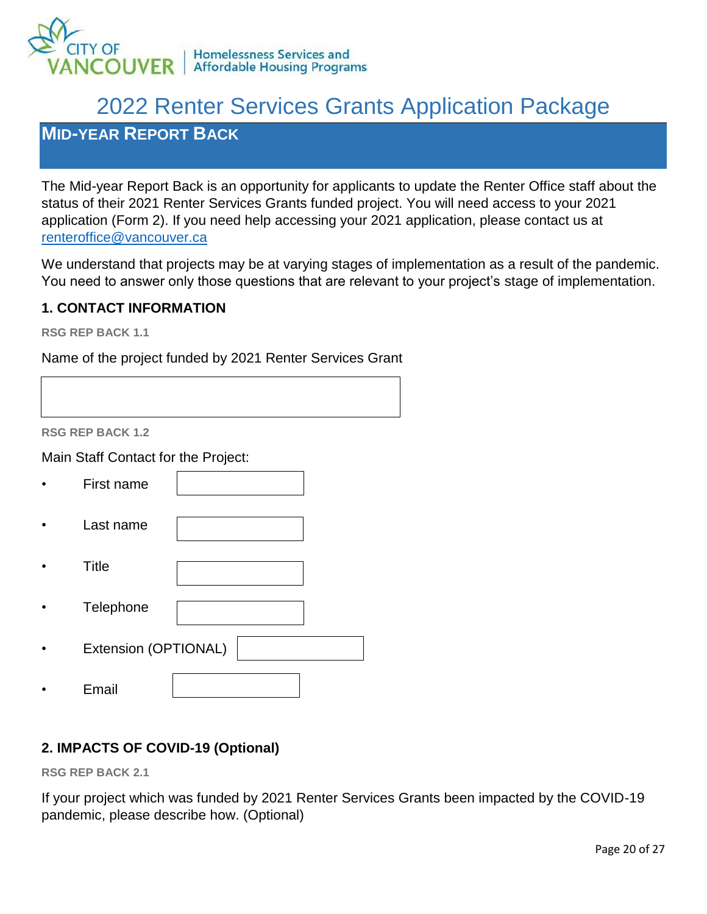City of Vancouver | Homelessness Services and Affordable Housing Programs

# 2022 Renter Services Grants Application Package

## Mid-Year Report Back

The Mid-year Report Back is an opportunity for applicants to update the Renter Office staff about the status of their 2021 Renter Services Grants funded project. You will need access to your 2021 application (Form 2). If you need help accessing your 2021 application, please contact us at renteroffice@vancouver.ca

We understand that projects may be at varying stages of implementation as a result of the pandemic. You need to answer only those questions that are relevant to your project's stage of implementation.

### 1. CONTACT INFORMATION

**RSG REP BACK 1.1**

Name of the project funded by 2021 Renter Services Grant

**RSG REP BACK 1.2**

Main Staff Contact for the Project:

- First name
- Last name
- Title
- Telephone
- Extension (OPTIONAL)
- Email

### 2. IMPACTS OF COVID-19 (Optional)

**RSG REP BACK 2.1**

If your project which was funded by 2021 Renter Services Grants been impacted by the COVID-19 pandemic, please describe how. (Optional)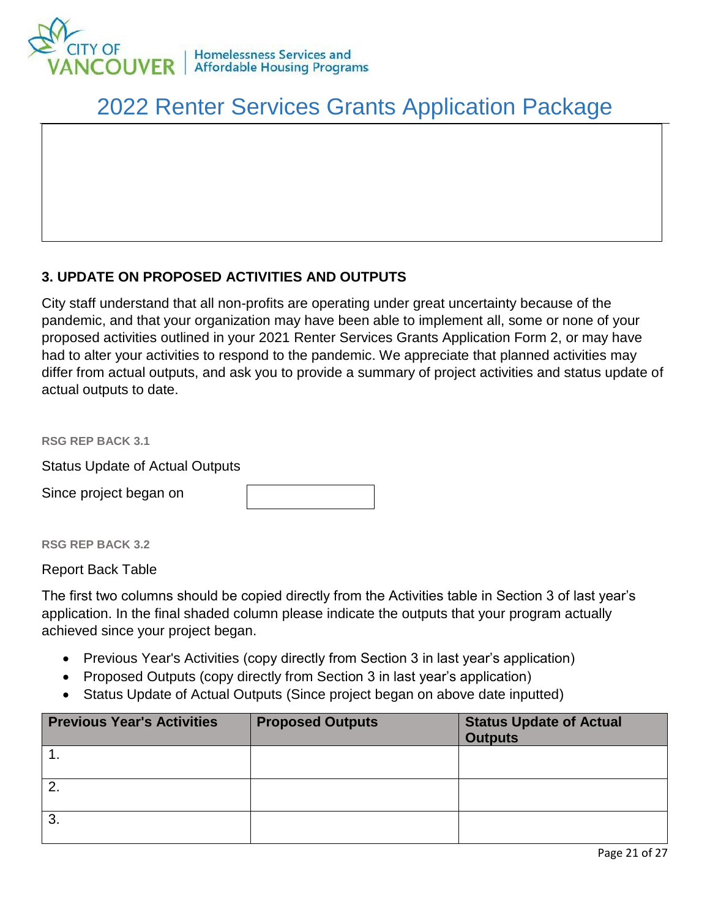# 2022 Renter Services Grants Application Package

### 3. UPDATE ON PROPOSED ACTIVITIES AND OUTPUTS

City staff understand that all non-profits are operating under great uncertainty because of the pandemic, and that your organization may have been able to implement all, some or none of your proposed activities outlined in your 2021 Renter Services Grants Application Form 2, or may have had to alter your activities to respond to the pandemic. We appreciate that planned activities may differ from actual outputs, and ask you to provide a summary of project activities and status update of actual outputs to date.

**RSG REP BACK 3.1**

Status Update of Actual Outputs

Since project began on

**RSG REP BACK 3.2**

Report Back Table

The first two columns should be copied directly from the Activities table in Section 3 of last year's application. In the final shaded column please indicate the outputs that your program actually achieved since your project began.

- Previous Year's Activities (copy directly from Section 3 in last year's application)
- Proposed Outputs (copy directly from Section 3 in last year's application)
- Status Update of Actual Outputs (Since project began on above date inputted)

| Previous Year's Activities | Proposed Outputs | Status Update of Actual Outputs |
|---|---|---|
| 1. | | |
| 2. | | |
| 3. | | |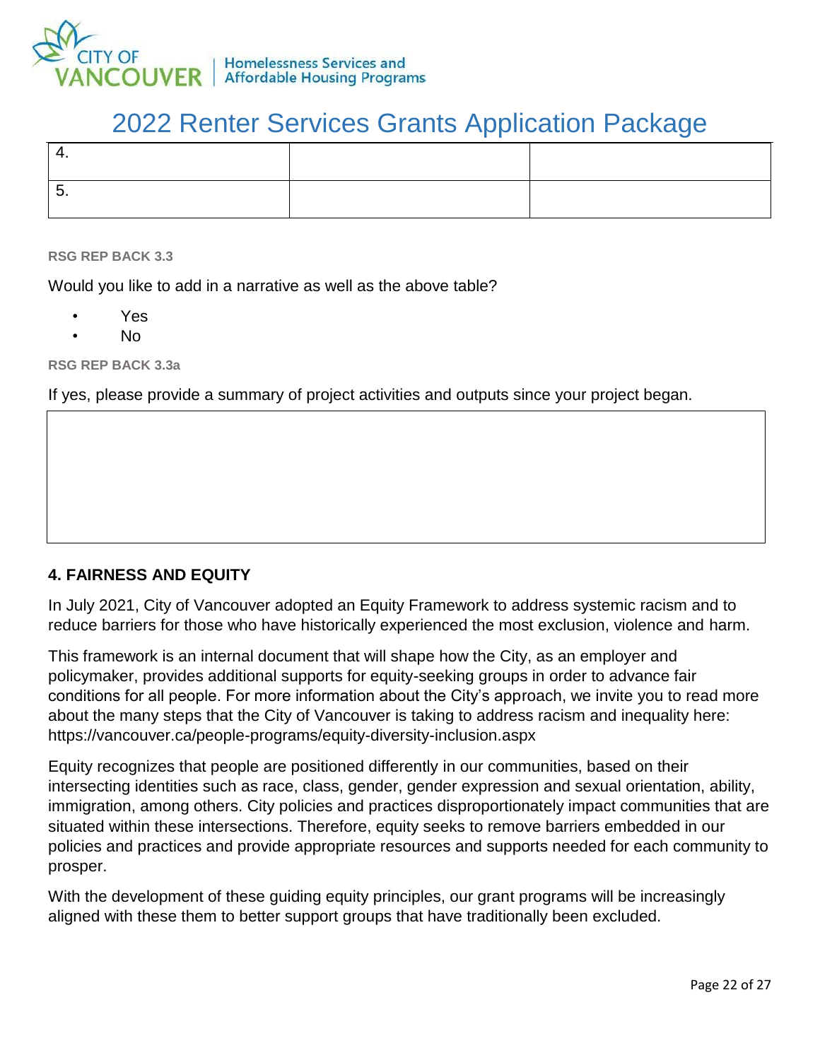# 2022 Renter Services Grants Application Package

| | | |
|---|---|---|
| 4. | | |
| 5. | | |

**RSG REP BACK 3.3**

Would you like to add in a narrative as well as the above table?

- Yes
- No

**RSG REP BACK 3.3a**

If yes, please provide a summary of project activities and outputs since your project began.

| |
|---|
| |

## 4. FAIRNESS AND EQUITY

In July 2021, City of Vancouver adopted an Equity Framework to address systemic racism and to reduce barriers for those who have historically experienced the most exclusion, violence and harm.

This framework is an internal document that will shape how the City, as an employer and policymaker, provides additional supports for equity-seeking groups in order to advance fair conditions for all people. For more information about the City's approach, we invite you to read more about the many steps that the City of Vancouver is taking to address racism and inequality here: https://vancouver.ca/people-programs/equity-diversity-inclusion.aspx

Equity recognizes that people are positioned differently in our communities, based on their intersecting identities such as race, class, gender, gender expression and sexual orientation, ability, immigration, among others. City policies and practices disproportionately impact communities that are situated within these intersections. Therefore, equity seeks to remove barriers embedded in our policies and practices and provide appropriate resources and supports needed for each community to prosper.

With the development of these guiding equity principles, our grant programs will be increasingly aligned with these them to better support groups that have traditionally been excluded.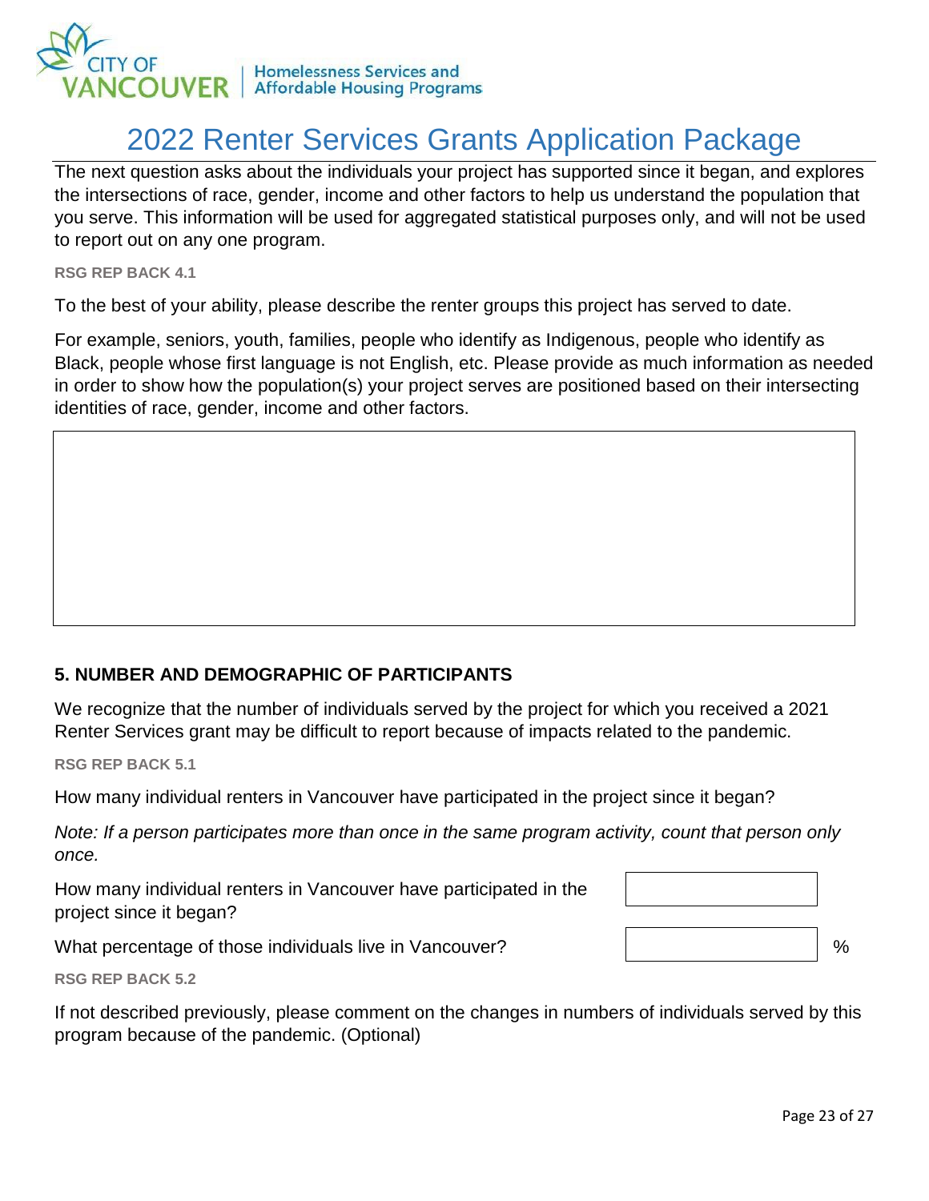The next question asks about the individuals your project has supported since it began, and explores the intersections of race, gender, income and other factors to help us understand the population that you serve. This information will be used for aggregated statistical purposes only, and will not be used to report out on any one program.

**RSG REP BACK 4.1**

To the best of your ability, please describe the renter groups this project has served to date.

For example, seniors, youth, families, people who identify as Indigenous, people who identify as Black, people whose first language is not English, etc. Please provide as much information as needed in order to show how the population(s) your project serves are positioned based on their intersecting identities of race, gender, income and other factors.

## 5. NUMBER AND DEMOGRAPHIC OF PARTICIPANTS

We recognize that the number of individuals served by the project for which you received a 2021 Renter Services grant may be difficult to report because of impacts related to the pandemic.

**RSG REP BACK 5.1**

How many individual renters in Vancouver have participated in the project since it began?

*Note: If a person participates more than once in the same program activity, count that person only once.*

How many individual renters in Vancouver have participated in the project since it began?

What percentage of those individuals live in Vancouver? %

**RSG REP BACK 5.2**

If not described previously, please comment on the changes in numbers of individuals served by this program because of the pandemic. (Optional)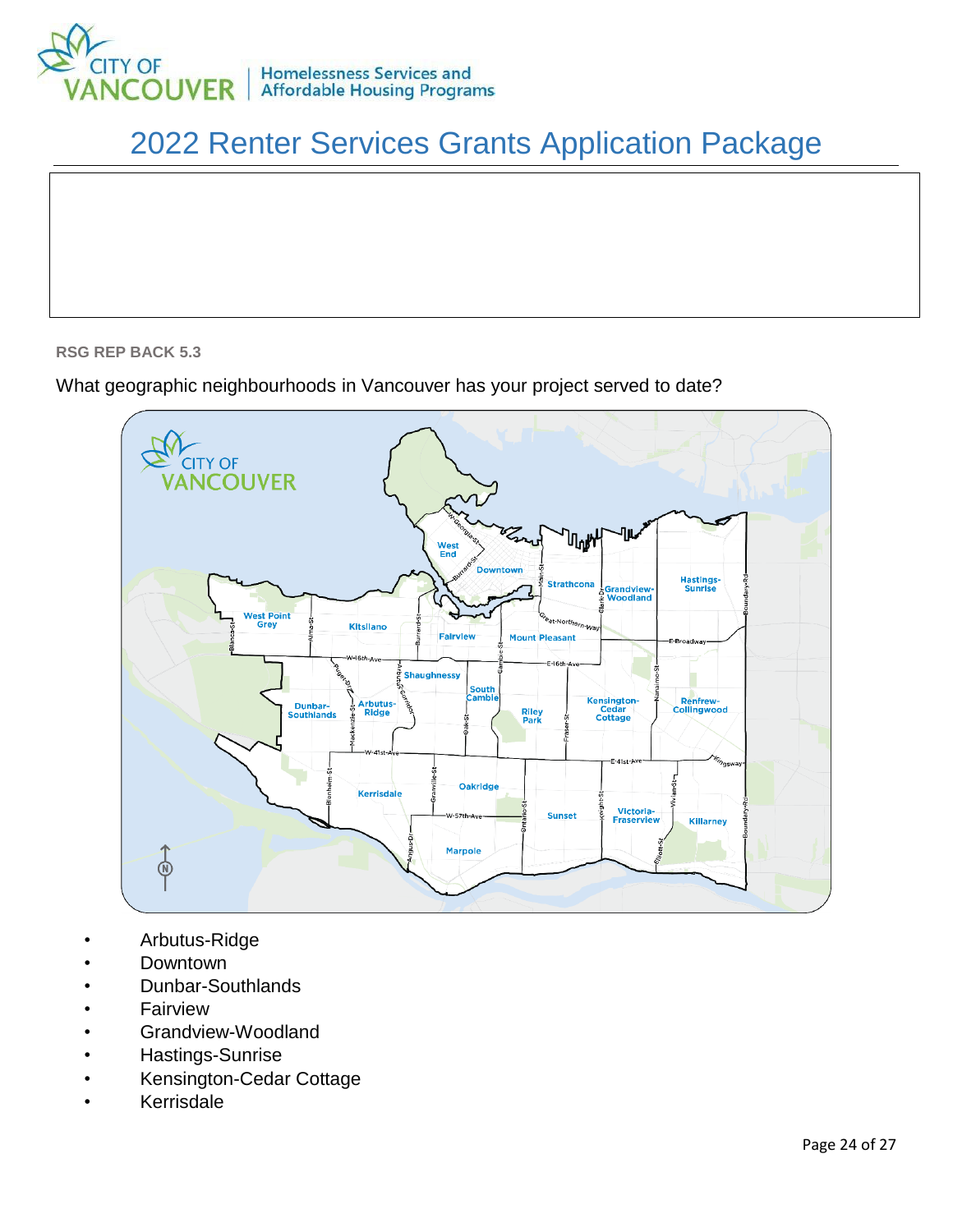# 2022 Renter Services Grants Application Package

**RSG REP BACK 5.3**

What geographic neighbourhoods in Vancouver has your project served to date?

- Arbutus-Ridge
- Downtown
- Dunbar-Southlands
- Fairview
- Grandview-Woodland
- Hastings-Sunrise
- Kensington-Cedar Cottage
- Kerrisdale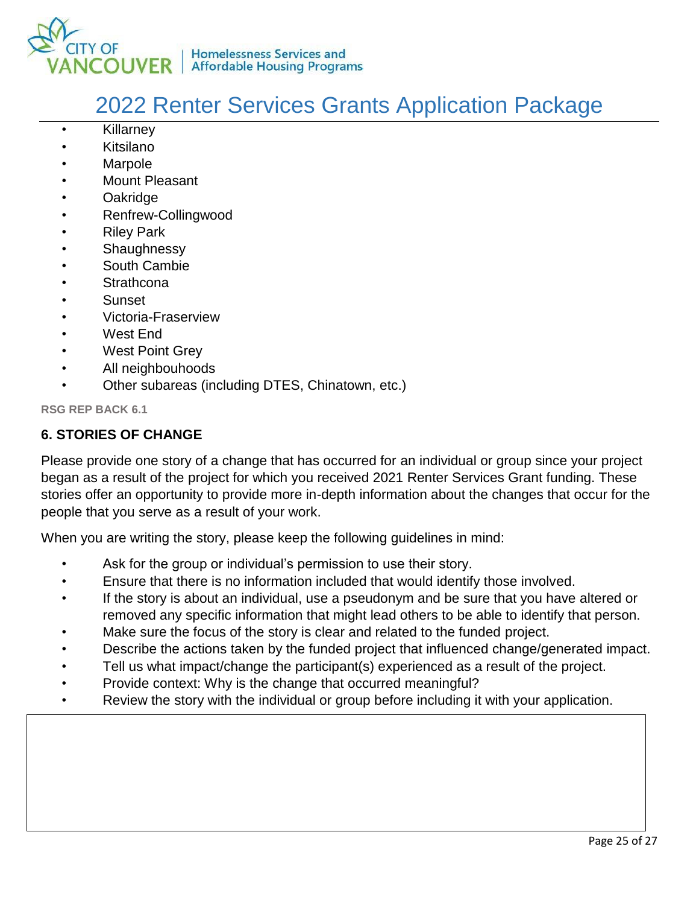- Killarney
- Kitsilano
- Marpole
- Mount Pleasant
- Oakridge
- Renfrew-Collingwood
- Riley Park
- Shaughnessy
- South Cambie
- Strathcona
- Sunset
- Victoria-Fraserview
- West End
- West Point Grey
- All neighbouhoods
- Other subareas (including DTES, Chinatown, etc.)

**RSG REP BACK 6.1**

### 6. STORIES OF CHANGE

Please provide one story of a change that has occurred for an individual or group since your project began as a result of the project for which you received 2021 Renter Services Grant funding. These stories offer an opportunity to provide more in-depth information about the changes that occur for the people that you serve as a result of your work.

When you are writing the story, please keep the following guidelines in mind:

- Ask for the group or individual's permission to use their story.
- Ensure that there is no information included that would identify those involved.
- If the story is about an individual, use a pseudonym and be sure that you have altered or removed any specific information that might lead others to be able to identify that person.
- Make sure the focus of the story is clear and related to the funded project.
- Describe the actions taken by the funded project that influenced change/generated impact.
- Tell us what impact/change the participant(s) experienced as a result of the project.
- Provide context: Why is the change that occurred meaningful?
- Review the story with the individual or group before including it with your application.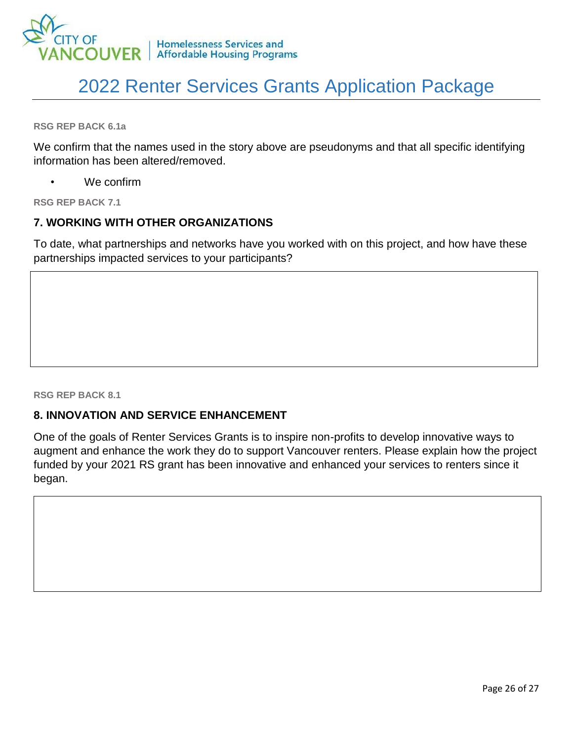# 2022 Renter Services Grants Application Package

**RSG REP BACK 6.1a**

We confirm that the names used in the story above are pseudonyms and that all specific identifying information has been altered/removed.

- We confirm

**RSG REP BACK 7.1**

## 7. WORKING WITH OTHER ORGANIZATIONS

To date, what partnerships and networks have you worked with on this project, and how have these partnerships impacted services to your participants?

**RSG REP BACK 8.1**

## 8. INNOVATION AND SERVICE ENHANCEMENT

One of the goals of Renter Services Grants is to inspire non-profits to develop innovative ways to augment and enhance the work they do to support Vancouver renters. Please explain how the project funded by your 2021 RS grant has been innovative and enhanced your services to renters since it began.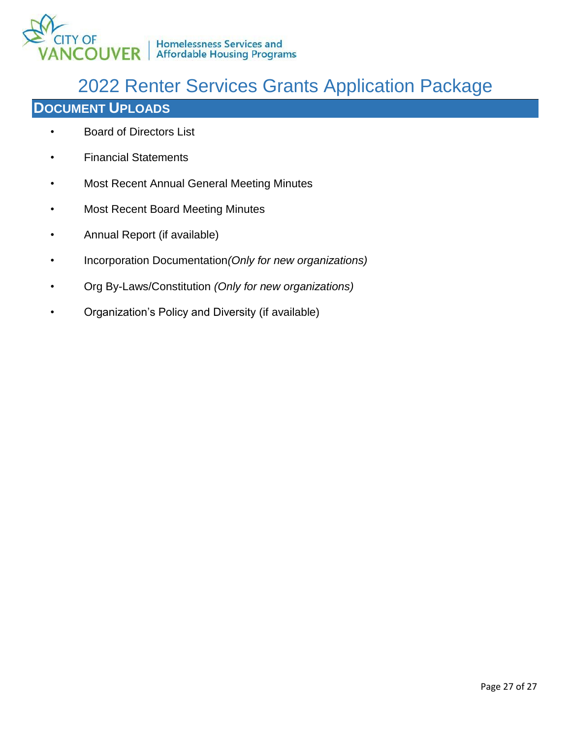# 2022 Renter Services Grants Application Package

## Document Uploads

- Board of Directors List
- Financial Statements
- Most Recent Annual General Meeting Minutes
- Most Recent Board Meeting Minutes
- Annual Report (if available)
- Incorporation Documentation*(Only for new organizations)*
- Org By-Laws/Constitution *(Only for new organizations)*
- Organization's Policy and Diversity (if available)